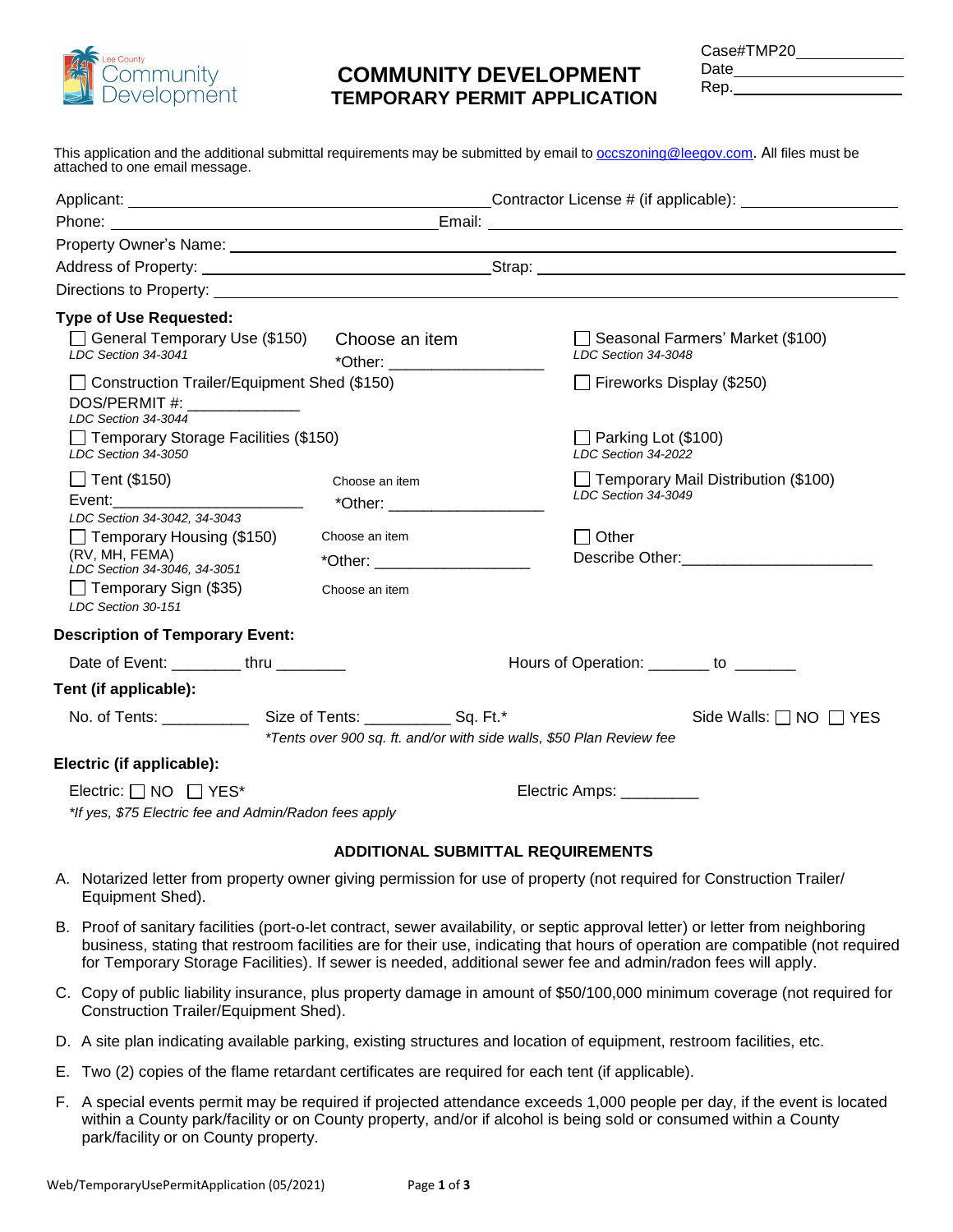Lee County Community Development

# COMMUNITY DEVELOPMENT
## TEMPORARY PERMIT APPLICATION

Case#TMP20____________
Date____________________
Rep.____________________

This application and the additional submittal requirements may be submitted by email to occszoning@leegov.com. All files must be attached to one email message.

Applicant: ______________________________ Contractor License # (if applicable): ______________

Phone: ______________________________ Email: ______________________________

Property Owner's Name: ______________________________

Address of Property: ______________________________ Strap: ______________________________

Directions to Property: ______________________________

**Type of Use Requested:**

☐ General Temporary Use ($150)
*LDC Section 34-3041*
Choose an item
*Other: ____________________

☐ Seasonal Farmers' Market ($100)
*LDC Section 34-3048*

☐ Construction Trailer/Equipment Shed ($150)
DOS/PERMIT #: _____________
*LDC Section 34-3044*

☐ Fireworks Display ($250)

☐ Temporary Storage Facilities ($150)
*LDC Section 34-3050*

☐ Parking Lot ($100)
*LDC Section 34-2022*

☐ Tent ($150)
Event:______________________
*LDC Section 34-3042, 34-3043*
Choose an item
*Other: ____________________

☐ Temporary Mail Distribution ($100)
*LDC Section 34-3049*

☐ Temporary Housing ($150)
(RV, MH, FEMA)
*LDC Section 34-3046, 34-3051*
Choose an item
*Other: ____________________

☐ Other
Describe Other:______________________

☐ Temporary Sign ($35)
*LDC Section 30-151*
Choose an item

**Description of Temporary Event:**

Date of Event: ________ thru ________ Hours of Operation: _______ to _______

**Tent (if applicable):**

No. of Tents: __________ Size of Tents: __________ Sq. Ft.* Side Walls: ☐ NO ☐ YES

*\*Tents over 900 sq. ft. and/or with side walls, $50 Plan Review fee*

**Electric (if applicable):**

Electric: ☐ NO ☐ YES* Electric Amps: _________

*\*If yes, $75 Electric fee and Admin/Radon fees apply*

### ADDITIONAL SUBMITTAL REQUIREMENTS

A. Notarized letter from property owner giving permission for use of property (not required for Construction Trailer/ Equipment Shed).

B. Proof of sanitary facilities (port-o-let contract, sewer availability, or septic approval letter) or letter from neighboring business, stating that restroom facilities are for their use, indicating that hours of operation are compatible (not required for Temporary Storage Facilities). If sewer is needed, additional sewer fee and admin/radon fees will apply.

C. Copy of public liability insurance, plus property damage in amount of $50/100,000 minimum coverage (not required for Construction Trailer/Equipment Shed).

D. A site plan indicating available parking, existing structures and location of equipment, restroom facilities, etc.

E. Two (2) copies of the flame retardant certificates are required for each tent (if applicable).

F. A special events permit may be required if projected attendance exceeds 1,000 people per day, if the event is located within a County park/facility or on County property, and/or if alcohol is being sold or consumed within a County park/facility or on County property.

Web/TemporaryUsePermitApplication (05/2021)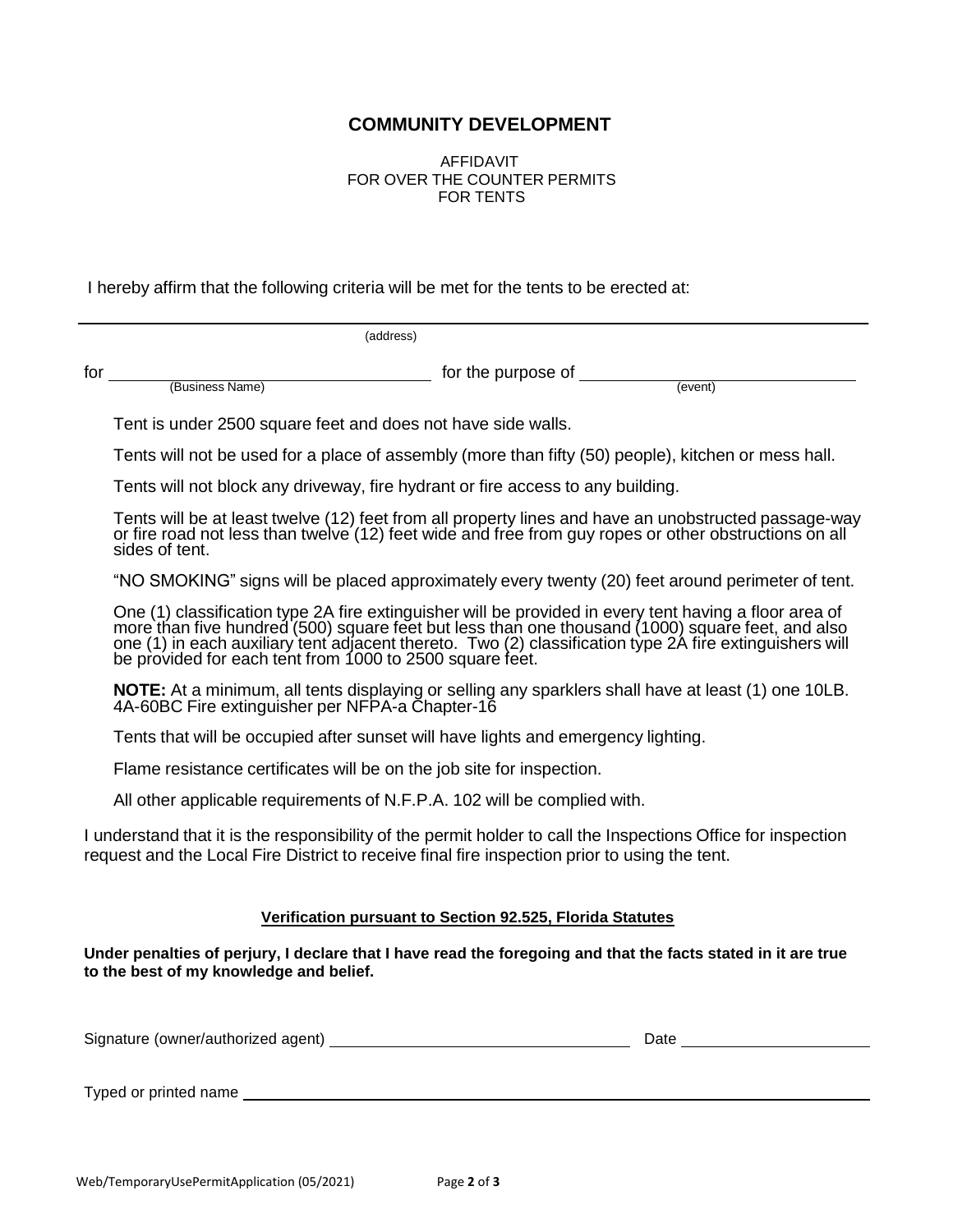## COMMUNITY DEVELOPMENT

AFFIDAVIT
FOR OVER THE COUNTER PERMITS
FOR TENTS

I hereby affirm that the following criteria will be met for the tents to be erected at:

______________________________________________________________
(address)

for ______________________ for the purpose of ______________________
(Business Name) (event)

Tent is under 2500 square feet and does not have side walls.

Tents will not be used for a place of assembly (more than fifty (50) people), kitchen or mess hall.

Tents will not block any driveway, fire hydrant or fire access to any building.

Tents will be at least twelve (12) feet from all property lines and have an unobstructed passage-way or fire road not less than twelve (12) feet wide and free from guy ropes or other obstructions on all sides of tent.

"NO SMOKING" signs will be placed approximately every twenty (20) feet around perimeter of tent.

One (1) classification type 2A fire extinguisher will be provided in every tent having a floor area of more than five hundred (500) square feet but less than one thousand (1000) square feet, and also one (1) in each auxiliary tent adjacent thereto. Two (2) classification type 2A fire extinguishers will be provided for each tent from 1000 to 2500 square feet.

**NOTE:** At a minimum, all tents displaying or selling any sparklers shall have at least (1) one 10LB. 4A-60BC Fire extinguisher per NFPA-a Chapter-16

Tents that will be occupied after sunset will have lights and emergency lighting.

Flame resistance certificates will be on the job site for inspection.

All other applicable requirements of N.F.P.A. 102 will be complied with.

I understand that it is the responsibility of the permit holder to call the Inspections Office for inspection request and the Local Fire District to receive final fire inspection prior to using the tent.

**Verification pursuant to Section 92.525, Florida Statutes**

**Under penalties of perjury, I declare that I have read the foregoing and that the facts stated in it are true to the best of my knowledge and belief.**

Signature (owner/authorized agent) ______________________ Date ______________

Typed or printed name ______________________________________________

Web/TemporaryUsePermitApplication (05/2021)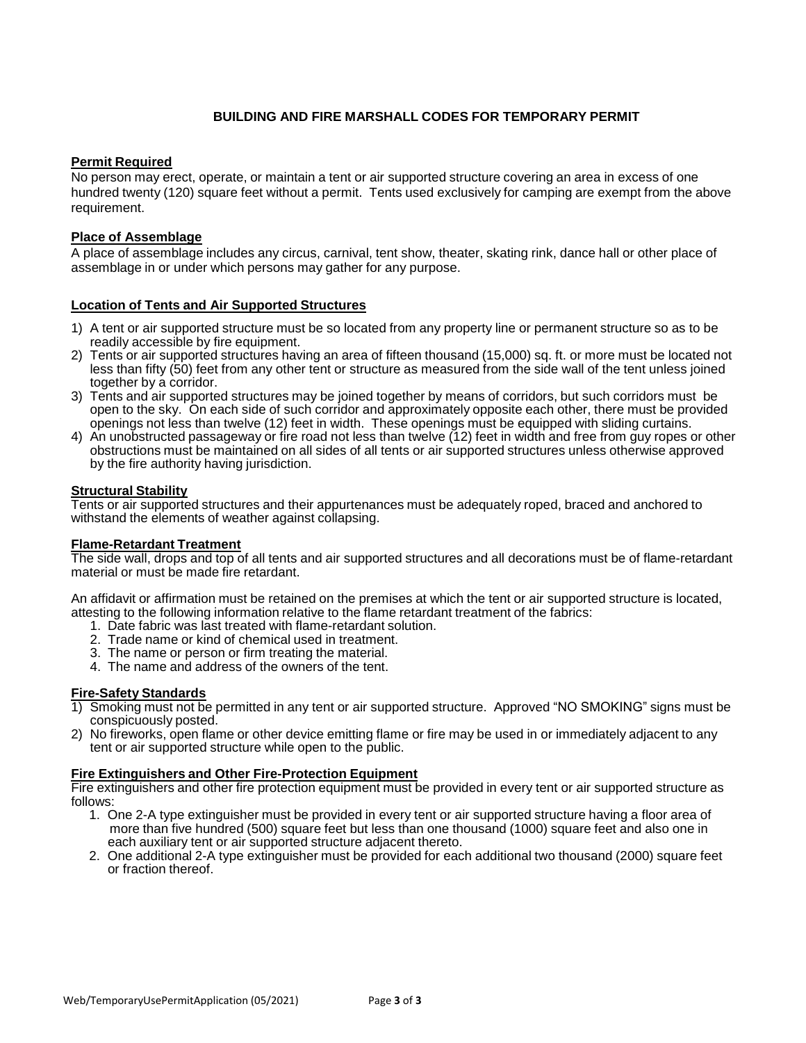# BUILDING AND FIRE MARSHALL CODES FOR TEMPORARY PERMIT

## Permit Required

No person may erect, operate, or maintain a tent or air supported structure covering an area in excess of one hundred twenty (120) square feet without a permit. Tents used exclusively for camping are exempt from the above requirement.

## Place of Assemblage

A place of assemblage includes any circus, carnival, tent show, theater, skating rink, dance hall or other place of assemblage in or under which persons may gather for any purpose.

## Location of Tents and Air Supported Structures

1) A tent or air supported structure must be so located from any property line or permanent structure so as to be readily accessible by fire equipment.
2) Tents or air supported structures having an area of fifteen thousand (15,000) sq. ft. or more must be located not less than fifty (50) feet from any other tent or structure as measured from the side wall of the tent unless joined together by a corridor.
3) Tents and air supported structures may be joined together by means of corridors, but such corridors must be open to the sky. On each side of such corridor and approximately opposite each other, there must be provided openings not less than twelve (12) feet in width. These openings must be equipped with sliding curtains.
4) An unobstructed passageway or fire road not less than twelve (12) feet in width and free from guy ropes or other obstructions must be maintained on all sides of all tents or air supported structures unless otherwise approved by the fire authority having jurisdiction.

## Structural Stability

Tents or air supported structures and their appurtenances must be adequately roped, braced and anchored to withstand the elements of weather against collapsing.

## Flame-Retardant Treatment

The side wall, drops and top of all tents and air supported structures and all decorations must be of flame-retardant material or must be made fire retardant.

An affidavit or affirmation must be retained on the premises at which the tent or air supported structure is located, attesting to the following information relative to the flame retardant treatment of the fabrics:

1. Date fabric was last treated with flame-retardant solution.
2. Trade name or kind of chemical used in treatment.
3. The name or person or firm treating the material.
4. The name and address of the owners of the tent.

## Fire-Safety Standards

1) Smoking must not be permitted in any tent or air supported structure. Approved "NO SMOKING" signs must be conspicuously posted.
2) No fireworks, open flame or other device emitting flame or fire may be used in or immediately adjacent to any tent or air supported structure while open to the public.

## Fire Extinguishers and Other Fire-Protection Equipment

Fire extinguishers and other fire protection equipment must be provided in every tent or air supported structure as follows:

1. One 2-A type extinguisher must be provided in every tent or air supported structure having a floor area of more than five hundred (500) square feet but less than one thousand (1000) square feet and also one in each auxiliary tent or air supported structure adjacent thereto.
2. One additional 2-A type extinguisher must be provided for each additional two thousand (2000) square feet or fraction thereof.